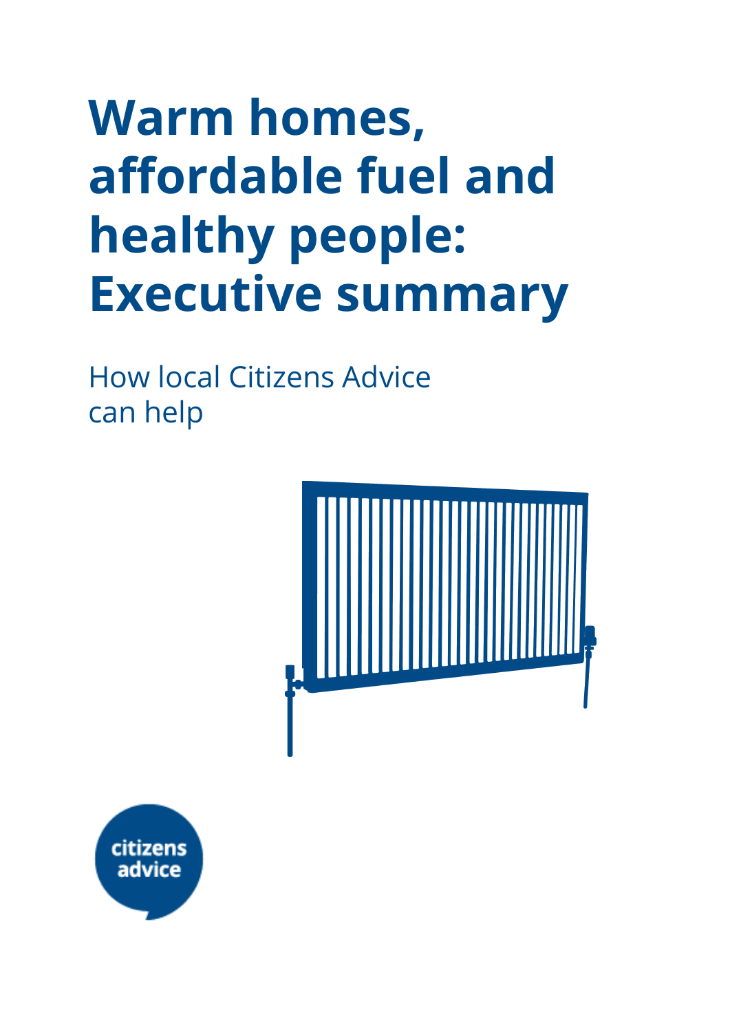# Warm homes, affordable fuel and healthy people: Executive summary

How local Citizens Advice can help

citizens advice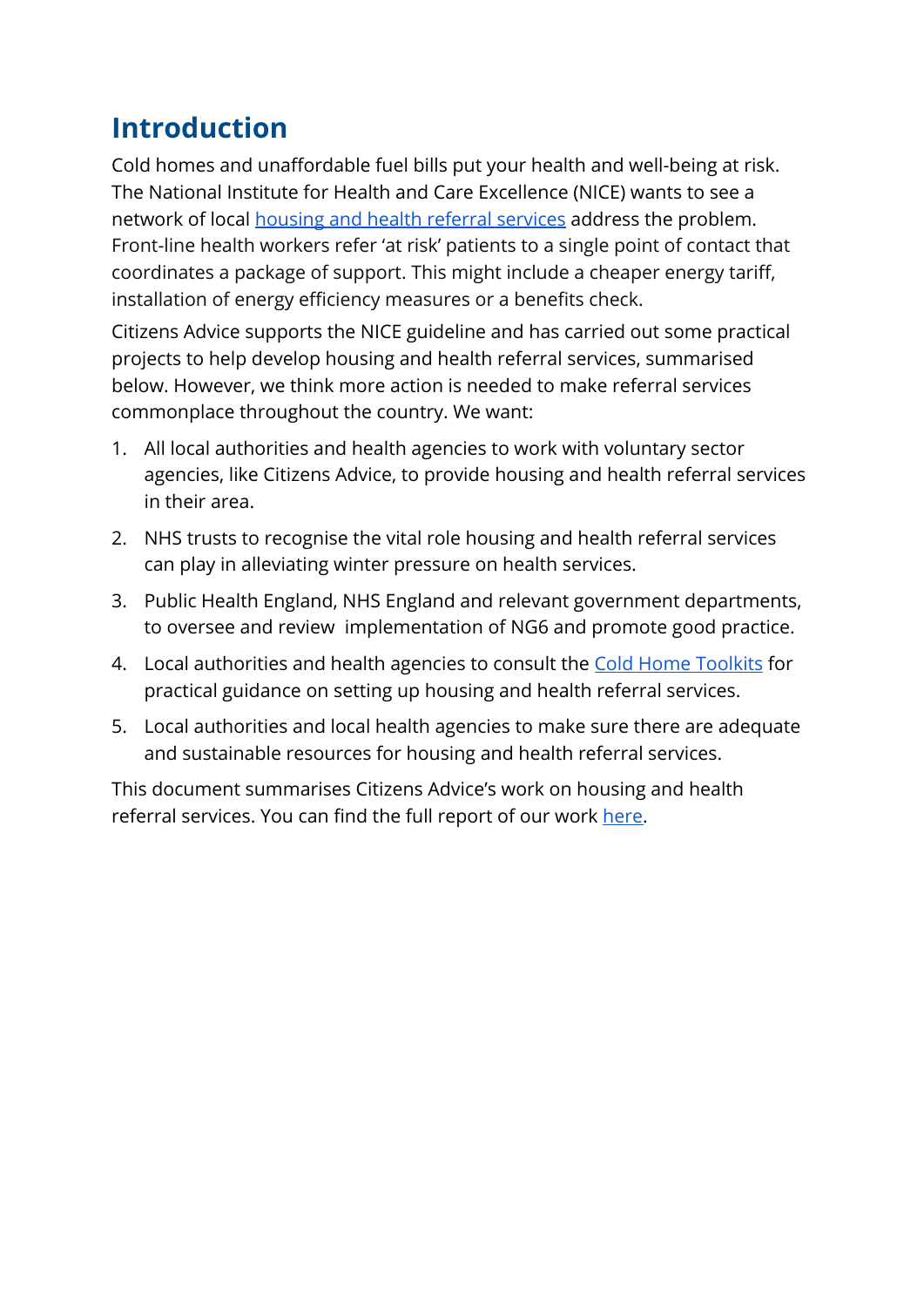## Introduction

Cold homes and unaffordable fuel bills put your health and well-being at risk. The National Institute for Health and Care Excellence (NICE) wants to see a network of local housing and health referral services address the problem. Front-line health workers refer 'at risk' patients to a single point of contact that coordinates a package of support. This might include a cheaper energy tariff, installation of energy efficiency measures or a benefits check.

Citizens Advice supports the NICE guideline and has carried out some practical projects to help develop housing and health referral services, summarised below. However, we think more action is needed to make referral services commonplace throughout the country. We want:

1. All local authorities and health agencies to work with voluntary sector agencies, like Citizens Advice, to provide housing and health referral services in their area.
2. NHS trusts to recognise the vital role housing and health referral services can play in alleviating winter pressure on health services.
3. Public Health England, NHS England and relevant government departments, to oversee and review implementation of NG6 and promote good practice.
4. Local authorities and health agencies to consult the Cold Home Toolkits for practical guidance on setting up housing and health referral services.
5. Local authorities and local health agencies to make sure there are adequate and sustainable resources for housing and health referral services.

This document summarises Citizens Advice's work on housing and health referral services. You can find the full report of our work here.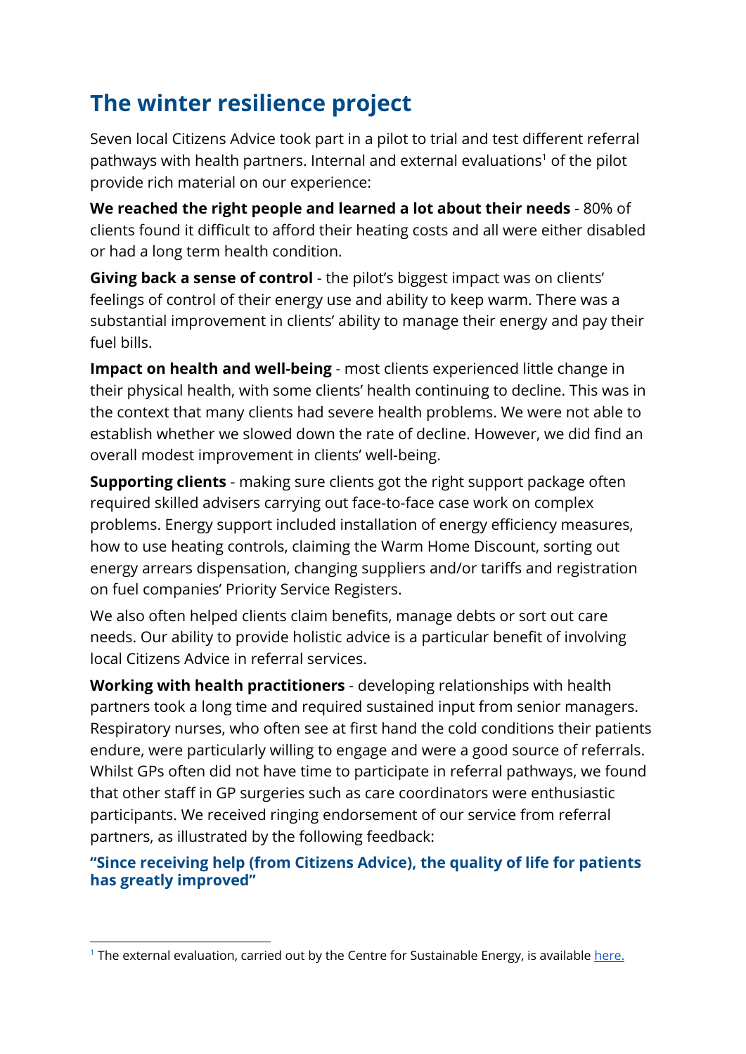## The winter resilience project

Seven local Citizens Advice took part in a pilot to trial and test different referral pathways with health partners. Internal and external evaluations[1] of the pilot provide rich material on our experience:

**We reached the right people and learned a lot about their needs** - 80% of clients found it difficult to afford their heating costs and all were either disabled or had a long term health condition.

**Giving back a sense of control** - the pilot's biggest impact was on clients' feelings of control of their energy use and ability to keep warm. There was a substantial improvement in clients' ability to manage their energy and pay their fuel bills.

**Impact on health and well-being** - most clients experienced little change in their physical health, with some clients' health continuing to decline. This was in the context that many clients had severe health problems. We were not able to establish whether we slowed down the rate of decline. However, we did find an overall modest improvement in clients' well-being.

**Supporting clients** - making sure clients got the right support package often required skilled advisers carrying out face-to-face case work on complex problems. Energy support included installation of energy efficiency measures, how to use heating controls, claiming the Warm Home Discount, sorting out energy arrears dispensation, changing suppliers and/or tariffs and registration on fuel companies' Priority Service Registers.

We also often helped clients claim benefits, manage debts or sort out care needs. Our ability to provide holistic advice is a particular benefit of involving local Citizens Advice in referral services.

**Working with health practitioners** - developing relationships with health partners took a long time and required sustained input from senior managers. Respiratory nurses, who often see at first hand the cold conditions their patients endure, were particularly willing to engage and were a good source of referrals. Whilst GPs often did not have time to participate in referral pathways, we found that other staff in GP surgeries such as care coordinators were enthusiastic participants. We received ringing endorsement of our service from referral partners, as illustrated by the following feedback:

**"Since receiving help (from Citizens Advice), the quality of life for patients has greatly improved"**

---

[1] The external evaluation, carried out by the Centre for Sustainable Energy, is available here.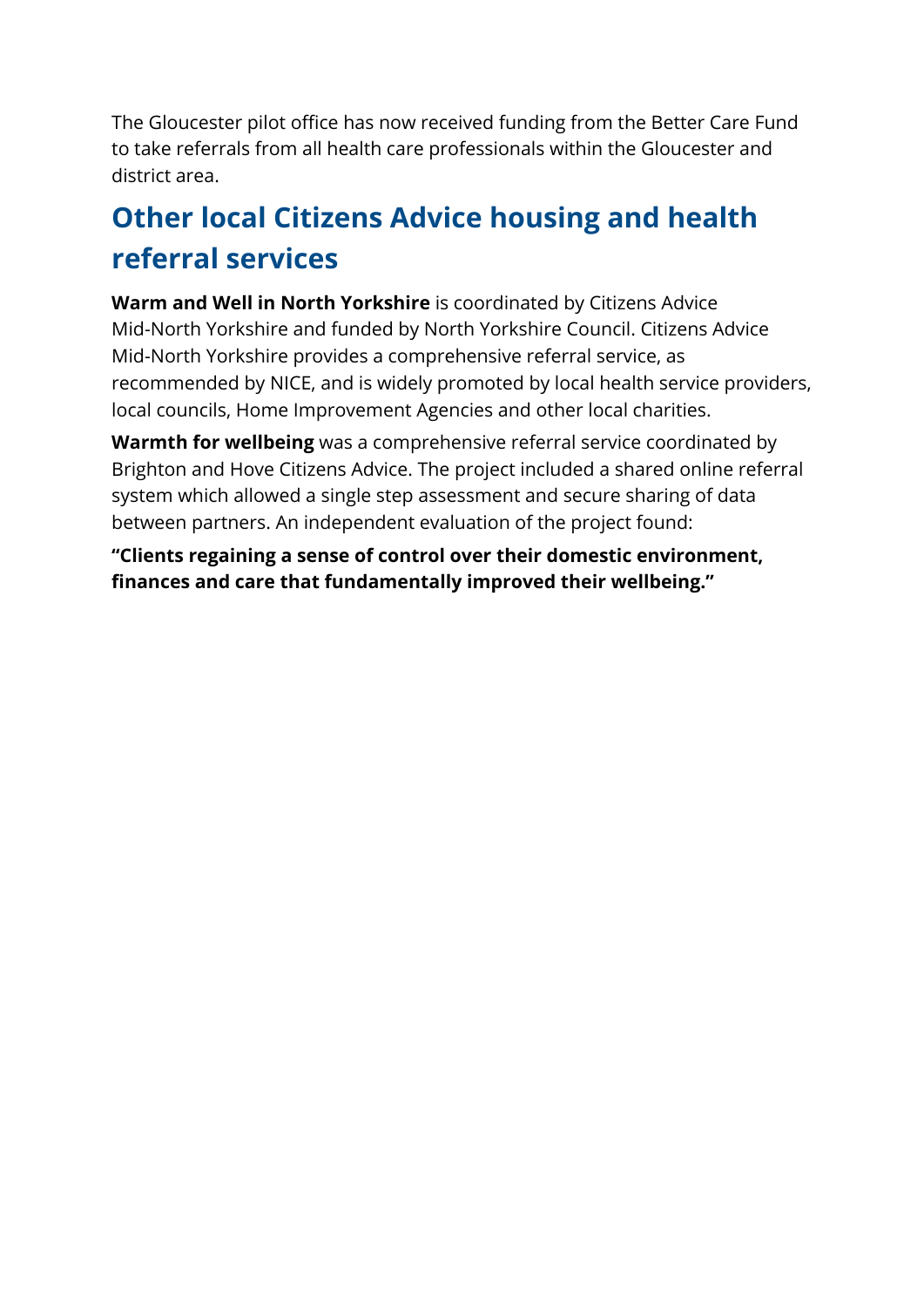The Gloucester pilot office has now received funding from the Better Care Fund to take referrals from all health care professionals within the Gloucester and district area.

## Other local Citizens Advice housing and health referral services

**Warm and Well in North Yorkshire** is coordinated by Citizens Advice Mid-North Yorkshire and funded by North Yorkshire Council. Citizens Advice Mid-North Yorkshire provides a comprehensive referral service, as recommended by NICE, and is widely promoted by local health service providers, local councils, Home Improvement Agencies and other local charities.

**Warmth for wellbeing** was a comprehensive referral service coordinated by Brighton and Hove Citizens Advice. The project included a shared online referral system which allowed a single step assessment and secure sharing of data between partners. An independent evaluation of the project found:

**"Clients regaining a sense of control over their domestic environment, finances and care that fundamentally improved their wellbeing."**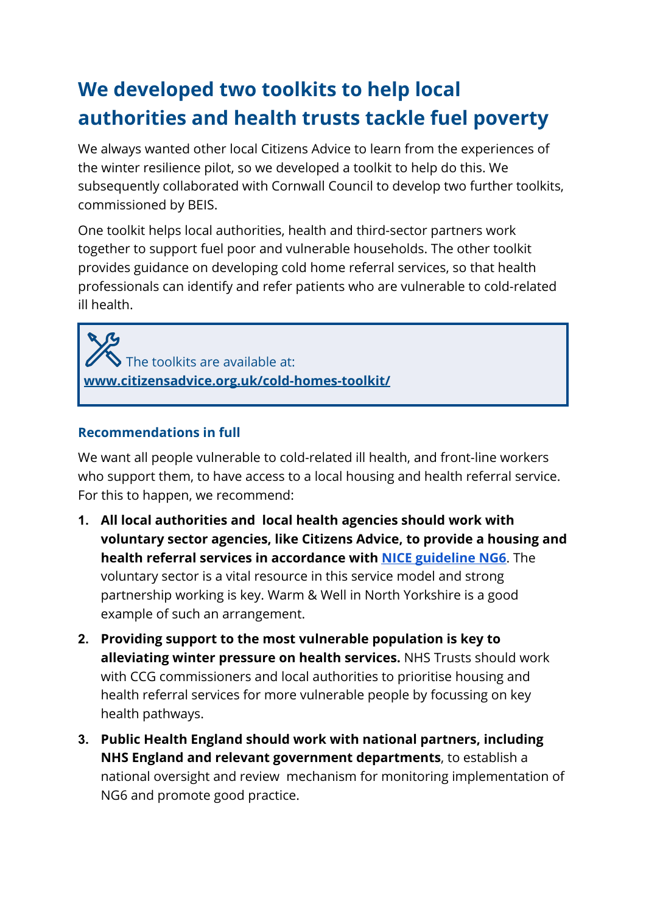# We developed two toolkits to help local authorities and health trusts tackle fuel poverty

We always wanted other local Citizens Advice to learn from the experiences of the winter resilience pilot, so we developed a toolkit to help do this. We subsequently collaborated with Cornwall Council to develop two further toolkits, commissioned by BEIS.

One toolkit helps local authorities, health and third-sector partners work together to support fuel poor and vulnerable households. The other toolkit provides guidance on developing cold home referral services, so that health professionals can identify and refer patients who are vulnerable to cold-related ill health.

> The toolkits are available at:
> **www.citizensadvice.org.uk/cold-homes-toolkit/**

### Recommendations in full

We want all people vulnerable to cold-related ill health, and front-line workers who support them, to have access to a local housing and health referral service. For this to happen, we recommend:

1. **All local authorities and local health agencies should work with voluntary sector agencies, like Citizens Advice, to provide a housing and health referral services in accordance with NICE guideline NG6**. The voluntary sector is a vital resource in this service model and strong partnership working is key. Warm & Well in North Yorkshire is a good example of such an arrangement.
2. **Providing support to the most vulnerable population is key to alleviating winter pressure on health services.** NHS Trusts should work with CCG commissioners and local authorities to prioritise housing and health referral services for more vulnerable people by focussing on key health pathways.
3. **Public Health England should work with national partners, including NHS England and relevant government departments**, to establish a national oversight and review mechanism for monitoring implementation of NG6 and promote good practice.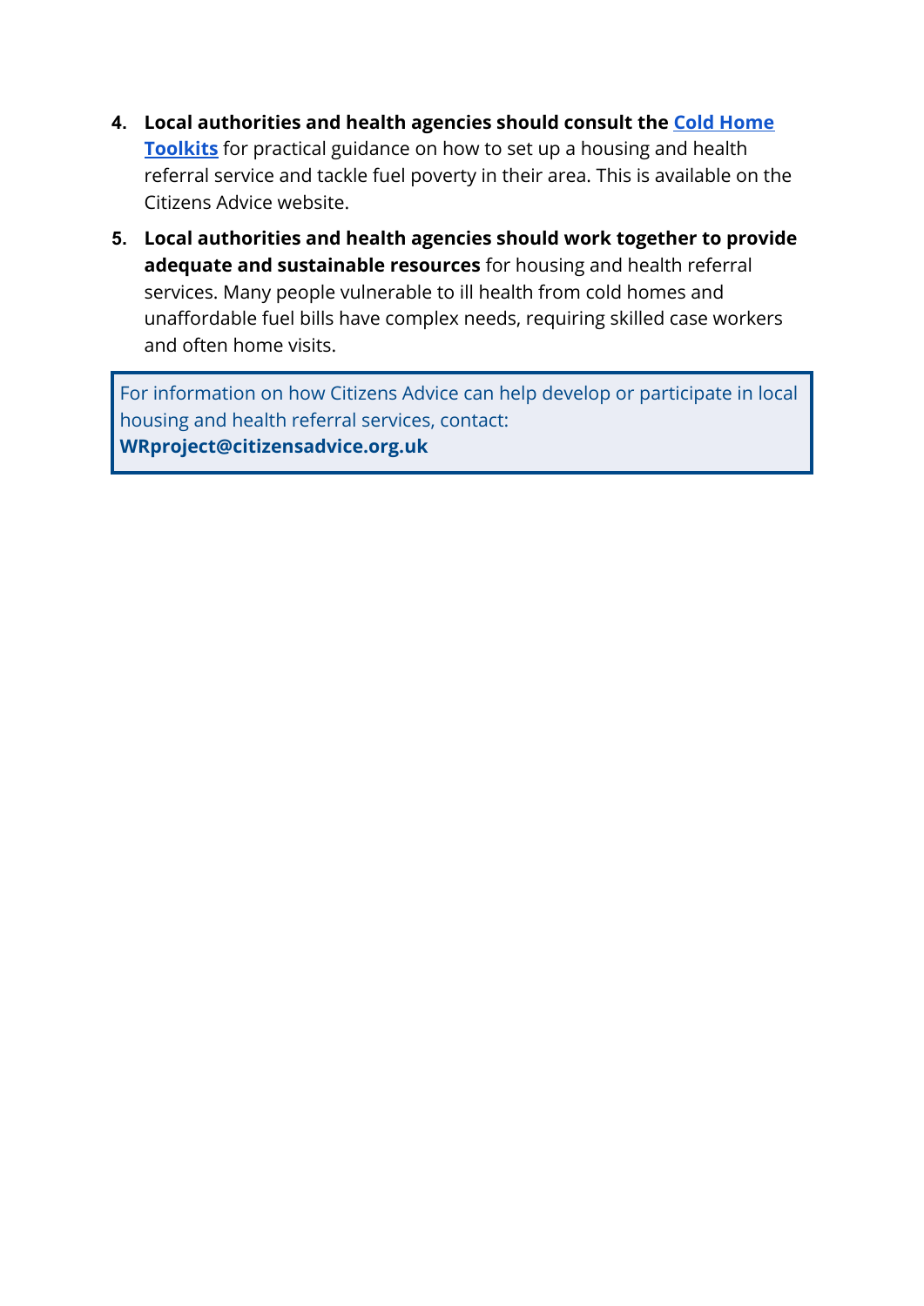4. **Local authorities and health agencies should consult the Cold Home Toolkits** for practical guidance on how to set up a housing and health referral service and tackle fuel poverty in their area. This is available on the Citizens Advice website.

5. **Local authorities and health agencies should work together to provide adequate and sustainable resources** for housing and health referral services. Many people vulnerable to ill health from cold homes and unaffordable fuel bills have complex needs, requiring skilled case workers and often home visits.

> For information on how Citizens Advice can help develop or participate in local housing and health referral services, contact:
> **WRproject@citizensadvice.org.uk**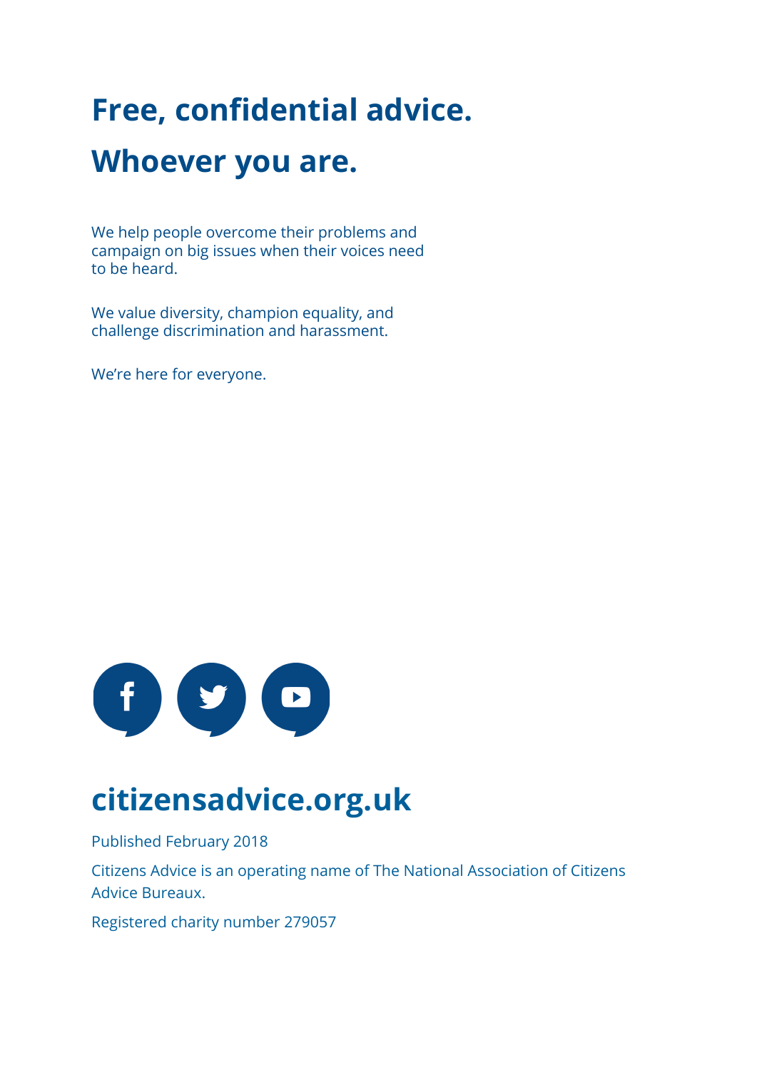# Free, confidential advice.

# Whoever you are.

We help people overcome their problems and campaign on big issues when their voices need to be heard.

We value diversity, champion equality, and challenge discrimination and harassment.

We're here for everyone.

## citizensadvice.org.uk

Published February 2018

Citizens Advice is an operating name of The National Association of Citizens Advice Bureaux.

Registered charity number 279057